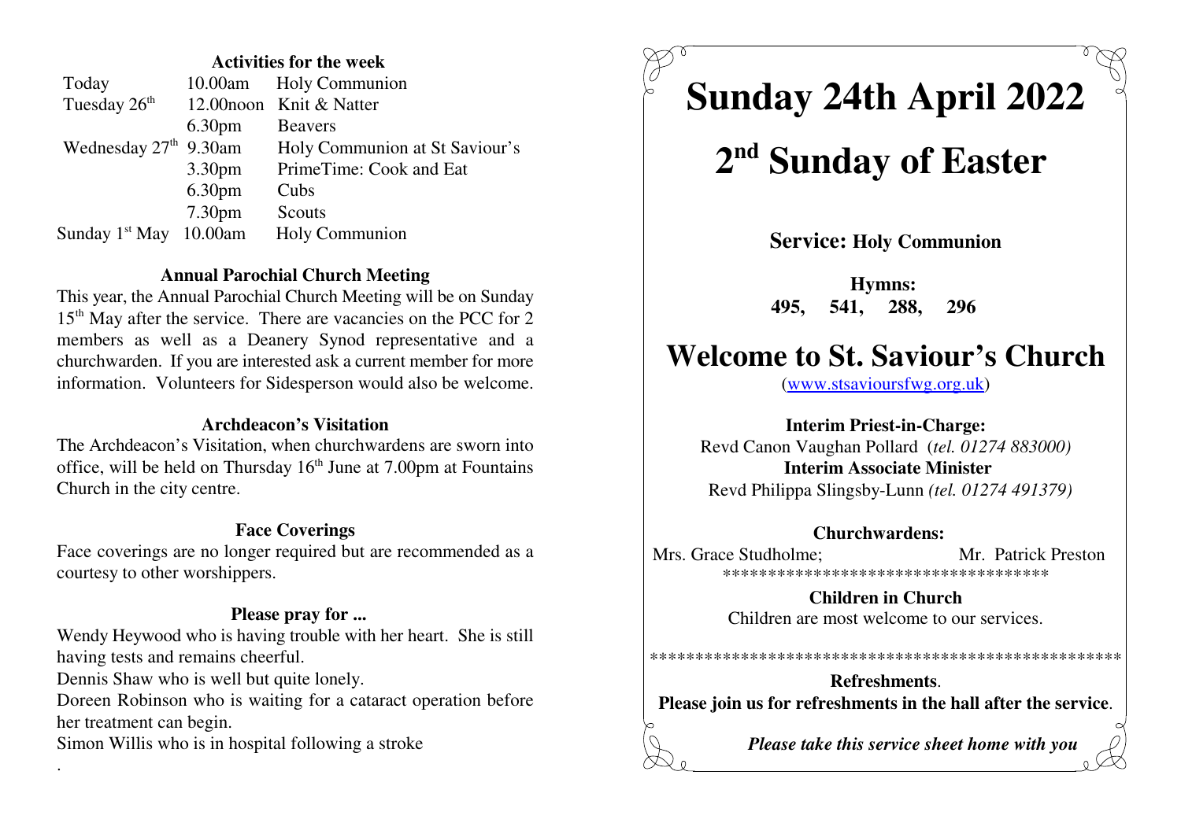### Activities for the week

| | | |
|---|---|---|
| Today | 10.00am | Holy Communion |
| Tuesday 26th | 12.00noon | Knit & Natter |
| | 6.30pm | Beavers |
| Wednesday 27th | 9.30am | Holy Communion at St Saviour's |
| | 3.30pm | PrimeTime: Cook and Eat |
| | 6.30pm | Cubs |
| | 7.30pm | Scouts |
| Sunday 1st May | 10.00am | Holy Communion |

### Annual Parochial Church Meeting

This year, the Annual Parochial Church Meeting will be on Sunday 15th May after the service. There are vacancies on the PCC for 2 members as well as a Deanery Synod representative and a churchwarden. If you are interested ask a current member for more information. Volunteers for Sidesperson would also be welcome.

### Archdeacon's Visitation

The Archdeacon's Visitation, when churchwardens are sworn into office, will be held on Thursday 16th June at 7.00pm at Fountains Church in the city centre.

### Face Coverings

Face coverings are no longer required but are recommended as a courtesy to other worshippers.

### Please pray for ...

Wendy Heywood who is having trouble with her heart. She is still having tests and remains cheerful.

Dennis Shaw who is well but quite lonely.

Doreen Robinson who is waiting for a cataract operation before her treatment can begin.

Simon Willis who is in hospital following a stroke

.

# Sunday 24th April 2022

# 2nd Sunday of Easter

**Service: Holy Communion**

**Hymns:**
**495, 541, 288, 296**

# Welcome to St. Saviour's Church

(www.stsavioursfwg.org.uk)

**Interim Priest-in-Charge:**
Revd Canon Vaughan Pollard (*tel. 01274 883000)*
**Interim Associate Minister**
Revd Philippa Slingsby-Lunn *(tel. 01274 491379)*

**Churchwardens:**
Mrs. Grace Studholme; Mr. Patrick Preston

\*\*\*\*\*\*\*\*\*\*\*\*\*\*\*\*\*\*\*\*\*\*\*\*\*\*\*\*\*\*\*\*\*\*\*\*

**Children in Church**
Children are most welcome to our services.

\*\*\*\*\*\*\*\*\*\*\*\*\*\*\*\*\*\*\*\*\*\*\*\*\*\*\*\*\*\*\*\*\*\*\*\*\*\*\*\*\*\*\*\*\*\*\*\*\*\*\*\*

**Refreshments**.
**Please join us for refreshments in the hall after the service**.

***Please take this service sheet home with you***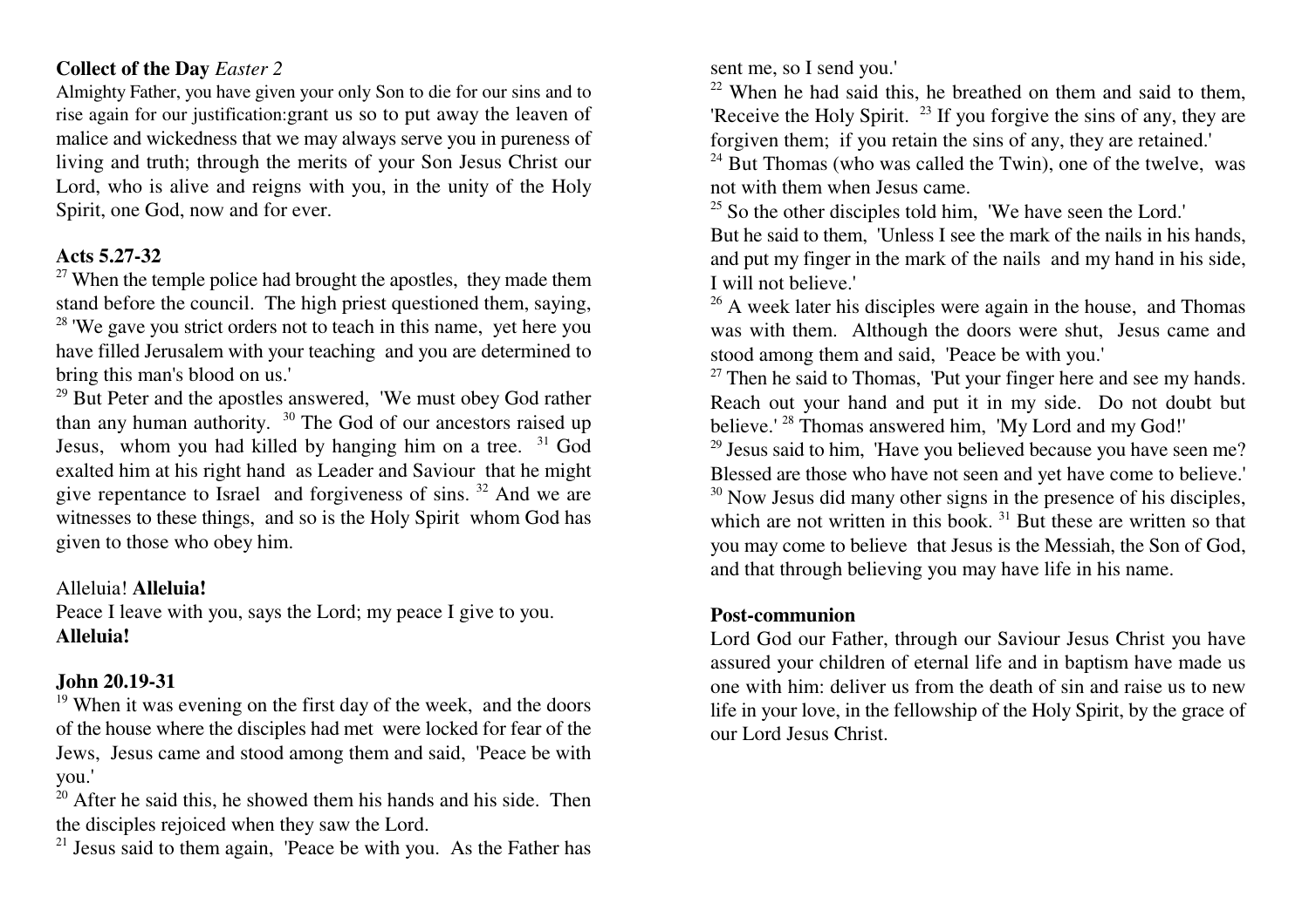**Collect of the Day** *Easter 2*

Almighty Father, you have given your only Son to die for our sins and to rise again for our justification:grant us so to put away the leaven of malice and wickedness that we may always serve you in pureness of living and truth; through the merits of your Son Jesus Christ our Lord, who is alive and reigns with you, in the unity of the Holy Spirit, one God, now and for ever.

**Acts 5.27-32**

[27] When the temple police had brought the apostles, they made them stand before the council. The high priest questioned them, saying, [28] 'We gave you strict orders not to teach in this name, yet here you have filled Jerusalem with your teaching and you are determined to bring this man's blood on us.'

[29] But Peter and the apostles answered, 'We must obey God rather than any human authority. [30] The God of our ancestors raised up Jesus, whom you had killed by hanging him on a tree. [31] God exalted him at his right hand as Leader and Saviour that he might give repentance to Israel and forgiveness of sins. [32] And we are witnesses to these things, and so is the Holy Spirit whom God has given to those who obey him.

Alleluia! **Alleluia!**

Peace I leave with you, says the Lord; my peace I give to you.

**Alleluia!**

**John 20.19-31**

[19] When it was evening on the first day of the week, and the doors of the house where the disciples had met were locked for fear of the Jews, Jesus came and stood among them and said, 'Peace be with you.'

[20] After he said this, he showed them his hands and his side. Then the disciples rejoiced when they saw the Lord.

[21] Jesus said to them again, 'Peace be with you. As the Father has sent me, so I send you.'

[22] When he had said this, he breathed on them and said to them, 'Receive the Holy Spirit. [23] If you forgive the sins of any, they are forgiven them; if you retain the sins of any, they are retained.'

[24] But Thomas (who was called the Twin), one of the twelve, was not with them when Jesus came.

[25] So the other disciples told him, 'We have seen the Lord.'

But he said to them, 'Unless I see the mark of the nails in his hands, and put my finger in the mark of the nails and my hand in his side, I will not believe.'

[26] A week later his disciples were again in the house, and Thomas was with them. Although the doors were shut, Jesus came and stood among them and said, 'Peace be with you.'

[27] Then he said to Thomas, 'Put your finger here and see my hands. Reach out your hand and put it in my side. Do not doubt but believe.' [28] Thomas answered him, 'My Lord and my God!'

[29] Jesus said to him, 'Have you believed because you have seen me? Blessed are those who have not seen and yet have come to believe.'

[30] Now Jesus did many other signs in the presence of his disciples, which are not written in this book. [31] But these are written so that you may come to believe that Jesus is the Messiah, the Son of God, and that through believing you may have life in his name.

**Post-communion**

Lord God our Father, through our Saviour Jesus Christ you have assured your children of eternal life and in baptism have made us one with him: deliver us from the death of sin and raise us to new life in your love, in the fellowship of the Holy Spirit, by the grace of our Lord Jesus Christ.